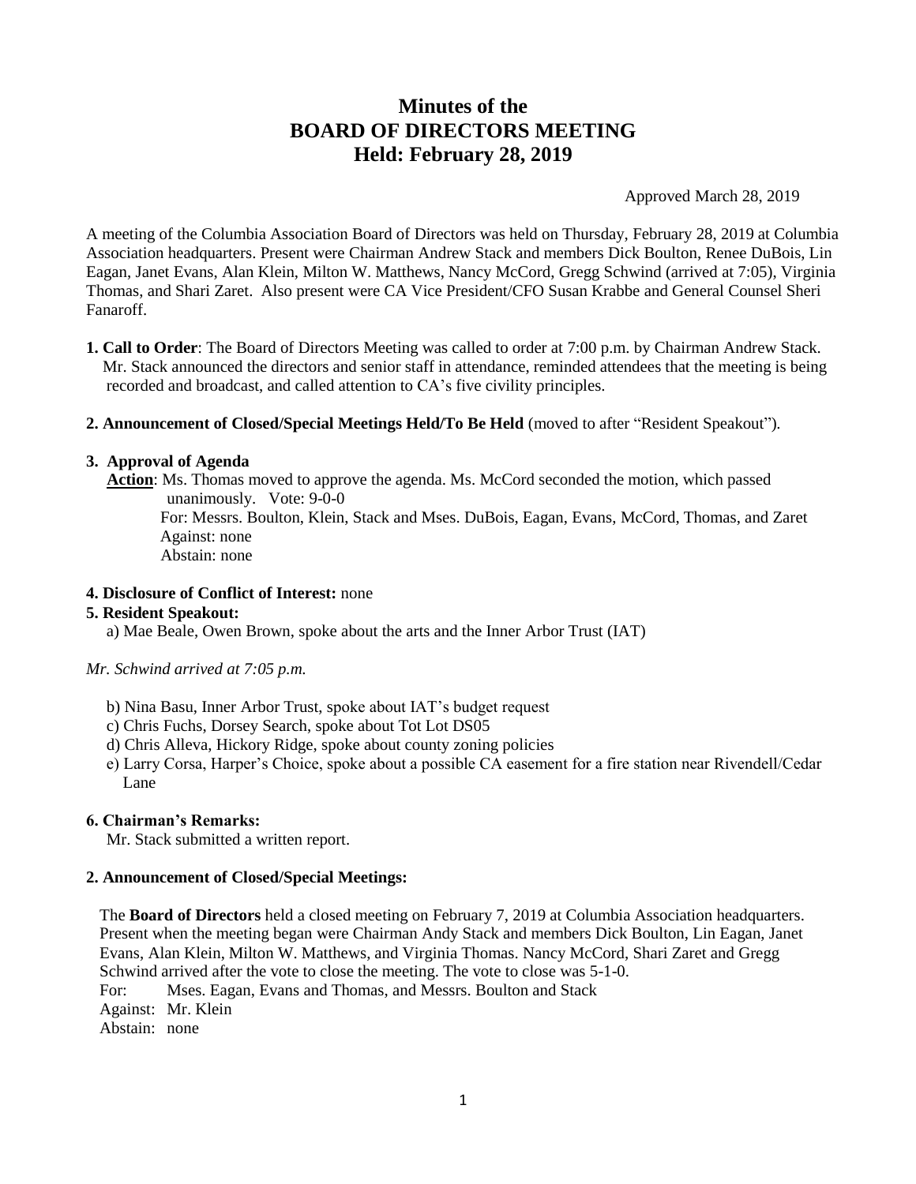# Minutes of the BOARD OF DIRECTORS MEETING Held: February 28, 2019

Approved March 28, 2019

A meeting of the Columbia Association Board of Directors was held on Thursday, February 28, 2019 at Columbia Association headquarters. Present were Chairman Andrew Stack and members Dick Boulton, Renee DuBois, Lin Eagan, Janet Evans, Alan Klein, Milton W. Matthews, Nancy McCord, Gregg Schwind (arrived at 7:05), Virginia Thomas, and Shari Zaret. Also present were CA Vice President/CFO Susan Krabbe and General Counsel Sheri Fanaroff.

**1. Call to Order**: The Board of Directors Meeting was called to order at 7:00 p.m. by Chairman Andrew Stack. Mr. Stack announced the directors and senior staff in attendance, reminded attendees that the meeting is being recorded and broadcast, and called attention to CA's five civility principles.

**2. Announcement of Closed/Special Meetings Held/To Be Held** (moved to after "Resident Speakout").

**3. Approval of Agenda**

**Action**: Ms. Thomas moved to approve the agenda. Ms. McCord seconded the motion, which passed unanimously. Vote: 9-0-0

For: Messrs. Boulton, Klein, Stack and Mses. DuBois, Eagan, Evans, McCord, Thomas, and Zaret
Against: none
Abstain: none

**4. Disclosure of Conflict of Interest:** none

**5. Resident Speakout:**

a) Mae Beale, Owen Brown, spoke about the arts and the Inner Arbor Trust (IAT)

*Mr. Schwind arrived at 7:05 p.m.*

b) Nina Basu, Inner Arbor Trust, spoke about IAT's budget request
c) Chris Fuchs, Dorsey Search, spoke about Tot Lot DS05
d) Chris Alleva, Hickory Ridge, spoke about county zoning policies
e) Larry Corsa, Harper's Choice, spoke about a possible CA easement for a fire station near Rivendell/Cedar Lane

**6. Chairman's Remarks:**

Mr. Stack submitted a written report.

**2. Announcement of Closed/Special Meetings:**

The **Board of Directors** held a closed meeting on February 7, 2019 at Columbia Association headquarters. Present when the meeting began were Chairman Andy Stack and members Dick Boulton, Lin Eagan, Janet Evans, Alan Klein, Milton W. Matthews, and Virginia Thomas. Nancy McCord, Shari Zaret and Gregg Schwind arrived after the vote to close the meeting. The vote to close was 5-1-0.

For: Mses. Eagan, Evans and Thomas, and Messrs. Boulton and Stack
Against: Mr. Klein
Abstain: none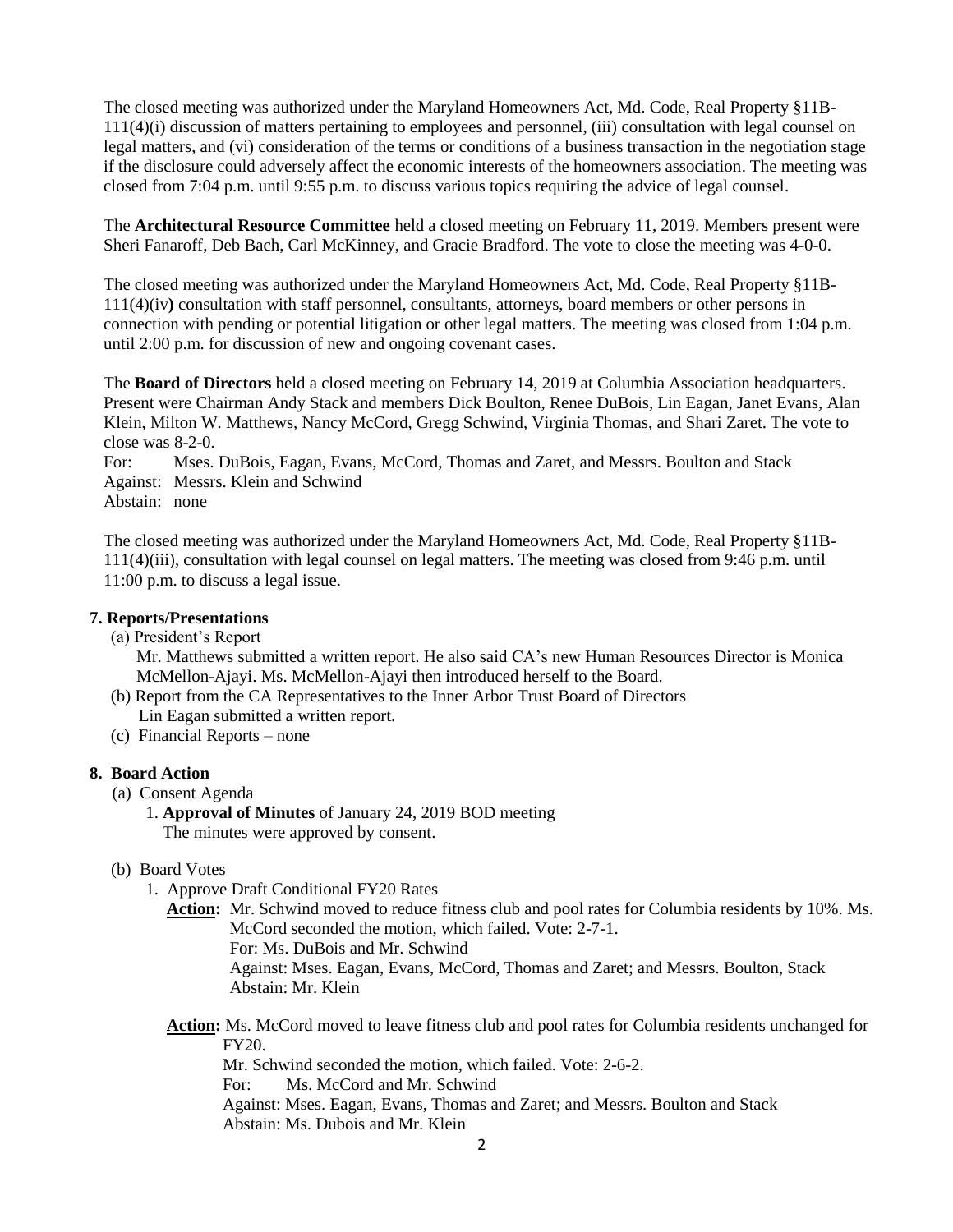The closed meeting was authorized under the Maryland Homeowners Act, Md. Code, Real Property §11B-111(4)(i) discussion of matters pertaining to employees and personnel, (iii) consultation with legal counsel on legal matters, and (vi) consideration of the terms or conditions of a business transaction in the negotiation stage if the disclosure could adversely affect the economic interests of the homeowners association. The meeting was closed from 7:04 p.m. until 9:55 p.m. to discuss various topics requiring the advice of legal counsel.

The **Architectural Resource Committee** held a closed meeting on February 11, 2019. Members present were Sheri Fanaroff, Deb Bach, Carl McKinney, and Gracie Bradford. The vote to close the meeting was 4-0-0.

The closed meeting was authorized under the Maryland Homeowners Act, Md. Code, Real Property §11B-111(4)(iv**)** consultation with staff personnel, consultants, attorneys, board members or other persons in connection with pending or potential litigation or other legal matters. The meeting was closed from 1:04 p.m. until 2:00 p.m. for discussion of new and ongoing covenant cases.

The **Board of Directors** held a closed meeting on February 14, 2019 at Columbia Association headquarters. Present were Chairman Andy Stack and members Dick Boulton, Renee DuBois, Lin Eagan, Janet Evans, Alan Klein, Milton W. Matthews, Nancy McCord, Gregg Schwind, Virginia Thomas, and Shari Zaret. The vote to close was 8-2-0.

For: Mses. DuBois, Eagan, Evans, McCord, Thomas and Zaret, and Messrs. Boulton and Stack
Against: Messrs. Klein and Schwind
Abstain: none

The closed meeting was authorized under the Maryland Homeowners Act, Md. Code, Real Property §11B-111(4)(iii), consultation with legal counsel on legal matters. The meeting was closed from 9:46 p.m. until 11:00 p.m. to discuss a legal issue.

## 7. Reports/Presentations

(a) President's Report
Mr. Matthews submitted a written report. He also said CA's new Human Resources Director is Monica McMellon-Ajayi. Ms. McMellon-Ajayi then introduced herself to the Board.

(b) Report from the CA Representatives to the Inner Arbor Trust Board of Directors
Lin Eagan submitted a written report.

(c) Financial Reports – none

## 8. Board Action

(a) Consent Agenda

1. **Approval of Minutes** of January 24, 2019 BOD meeting
The minutes were approved by consent.

(b) Board Votes

1. Approve Draft Conditional FY20 Rates

**Action:** Mr. Schwind moved to reduce fitness club and pool rates for Columbia residents by 10%. Ms. McCord seconded the motion, which failed. Vote: 2-7-1.
For: Ms. DuBois and Mr. Schwind
Against: Mses. Eagan, Evans, McCord, Thomas and Zaret; and Messrs. Boulton, Stack
Abstain: Mr. Klein

**Action:** Ms. McCord moved to leave fitness club and pool rates for Columbia residents unchanged for FY20.
Mr. Schwind seconded the motion, which failed. Vote: 2-6-2.
For: Ms. McCord and Mr. Schwind
Against: Mses. Eagan, Evans, Thomas and Zaret; and Messrs. Boulton and Stack
Abstain: Ms. Dubois and Mr. Klein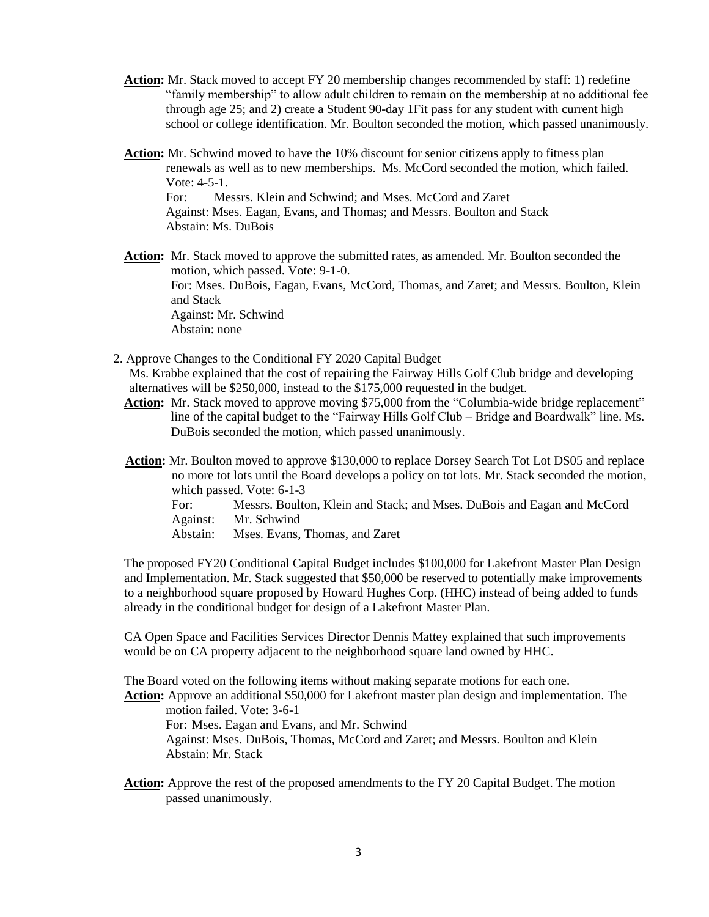**Action:** Mr. Stack moved to accept FY 20 membership changes recommended by staff: 1) redefine "family membership" to allow adult children to remain on the membership at no additional fee through age 25; and 2) create a Student 90-day 1Fit pass for any student with current high school or college identification. Mr. Boulton seconded the motion, which passed unanimously.

**Action:** Mr. Schwind moved to have the 10% discount for senior citizens apply to fitness plan renewals as well as to new memberships. Ms. McCord seconded the motion, which failed. Vote: 4-5-1.
For: Messrs. Klein and Schwind; and Mses. McCord and Zaret
Against: Mses. Eagan, Evans, and Thomas; and Messrs. Boulton and Stack
Abstain: Ms. DuBois

**Action:** Mr. Stack moved to approve the submitted rates, as amended. Mr. Boulton seconded the motion, which passed. Vote: 9-1-0.
For: Mses. DuBois, Eagan, Evans, McCord, Thomas, and Zaret; and Messrs. Boulton, Klein and Stack
Against: Mr. Schwind
Abstain: none

2. Approve Changes to the Conditional FY 2020 Capital Budget

Ms. Krabbe explained that the cost of repairing the Fairway Hills Golf Club bridge and developing alternatives will be $250,000, instead to the $175,000 requested in the budget.

**Action:** Mr. Stack moved to approve moving $75,000 from the "Columbia-wide bridge replacement" line of the capital budget to the "Fairway Hills Golf Club – Bridge and Boardwalk" line. Ms. DuBois seconded the motion, which passed unanimously.

**Action:** Mr. Boulton moved to approve $130,000 to replace Dorsey Search Tot Lot DS05 and replace no more tot lots until the Board develops a policy on tot lots. Mr. Stack seconded the motion, which passed. Vote: 6-1-3
For: Messrs. Boulton, Klein and Stack; and Mses. DuBois and Eagan and McCord
Against: Mr. Schwind
Abstain: Mses. Evans, Thomas, and Zaret

The proposed FY20 Conditional Capital Budget includes $100,000 for Lakefront Master Plan Design and Implementation. Mr. Stack suggested that $50,000 be reserved to potentially make improvements to a neighborhood square proposed by Howard Hughes Corp. (HHC) instead of being added to funds already in the conditional budget for design of a Lakefront Master Plan.

CA Open Space and Facilities Services Director Dennis Mattey explained that such improvements would be on CA property adjacent to the neighborhood square land owned by HHC.

The Board voted on the following items without making separate motions for each one.

**Action:** Approve an additional $50,000 for Lakefront master plan design and implementation. The motion failed. Vote: 3-6-1
For: Mses. Eagan and Evans, and Mr. Schwind
Against: Mses. DuBois, Thomas, McCord and Zaret; and Messrs. Boulton and Klein
Abstain: Mr. Stack

**Action:** Approve the rest of the proposed amendments to the FY 20 Capital Budget. The motion passed unanimously.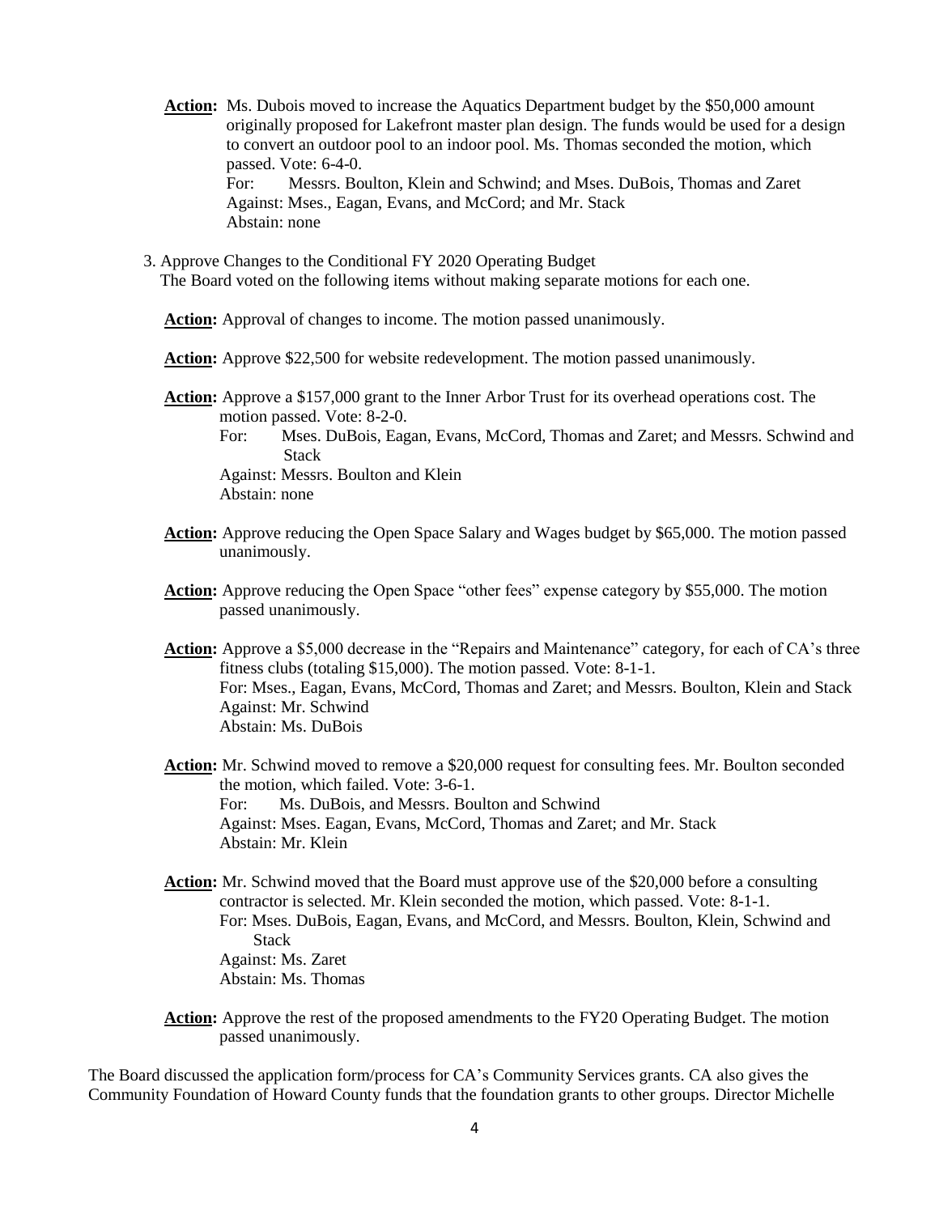**Action:** Ms. Dubois moved to increase the Aquatics Department budget by the $50,000 amount originally proposed for Lakefront master plan design. The funds would be used for a design to convert an outdoor pool to an indoor pool. Ms. Thomas seconded the motion, which passed. Vote: 6-4-0.
For: Messrs. Boulton, Klein and Schwind; and Mses. DuBois, Thomas and Zaret
Against: Mses., Eagan, Evans, and McCord; and Mr. Stack
Abstain: none

3. Approve Changes to the Conditional FY 2020 Operating Budget
The Board voted on the following items without making separate motions for each one.

**Action:** Approval of changes to income. The motion passed unanimously.

**Action:** Approve $22,500 for website redevelopment. The motion passed unanimously.

**Action:** Approve a $157,000 grant to the Inner Arbor Trust for its overhead operations cost. The motion passed. Vote: 8-2-0.
For: Mses. DuBois, Eagan, Evans, McCord, Thomas and Zaret; and Messrs. Schwind and Stack
Against: Messrs. Boulton and Klein
Abstain: none

**Action:** Approve reducing the Open Space Salary and Wages budget by $65,000. The motion passed unanimously.

**Action:** Approve reducing the Open Space "other fees" expense category by $55,000. The motion passed unanimously.

**Action:** Approve a $5,000 decrease in the "Repairs and Maintenance" category, for each of CA's three fitness clubs (totaling $15,000). The motion passed. Vote: 8-1-1.
For: Mses., Eagan, Evans, McCord, Thomas and Zaret; and Messrs. Boulton, Klein and Stack
Against: Mr. Schwind
Abstain: Ms. DuBois

**Action:** Mr. Schwind moved to remove a $20,000 request for consulting fees. Mr. Boulton seconded the motion, which failed. Vote: 3-6-1.
For: Ms. DuBois, and Messrs. Boulton and Schwind
Against: Mses. Eagan, Evans, McCord, Thomas and Zaret; and Mr. Stack
Abstain: Mr. Klein

**Action:** Mr. Schwind moved that the Board must approve use of the $20,000 before a consulting contractor is selected. Mr. Klein seconded the motion, which passed. Vote: 8-1-1.
For: Mses. DuBois, Eagan, Evans, and McCord, and Messrs. Boulton, Klein, Schwind and Stack
Against: Ms. Zaret
Abstain: Ms. Thomas

**Action:** Approve the rest of the proposed amendments to the FY20 Operating Budget. The motion passed unanimously.

The Board discussed the application form/process for CA's Community Services grants. CA also gives the Community Foundation of Howard County funds that the foundation grants to other groups. Director Michelle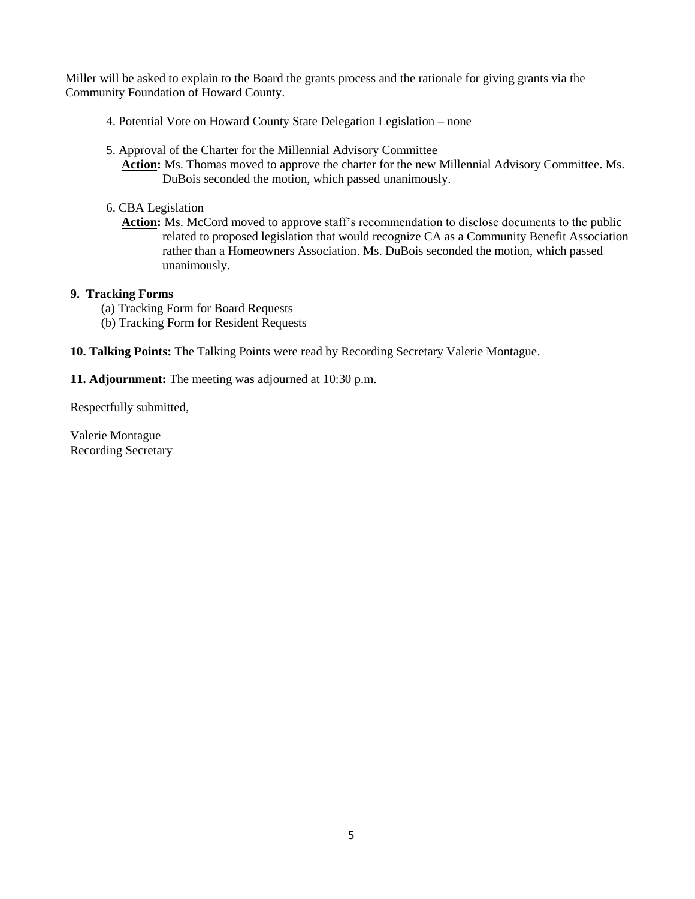Miller will be asked to explain to the Board the grants process and the rationale for giving grants via the Community Foundation of Howard County.

4. Potential Vote on Howard County State Delegation Legislation – none

5. Approval of the Charter for the Millennial Advisory Committee

   **Action:** Ms. Thomas moved to approve the charter for the new Millennial Advisory Committee. Ms. DuBois seconded the motion, which passed unanimously.

6. CBA Legislation

   **Action:** Ms. McCord moved to approve staff's recommendation to disclose documents to the public related to proposed legislation that would recognize CA as a Community Benefit Association rather than a Homeowners Association. Ms. DuBois seconded the motion, which passed unanimously.

**9. Tracking Forms**

(a) Tracking Form for Board Requests

(b) Tracking Form for Resident Requests

**10. Talking Points:** The Talking Points were read by Recording Secretary Valerie Montague.

**11. Adjournment:** The meeting was adjourned at 10:30 p.m.

Respectfully submitted,

Valerie Montague
Recording Secretary